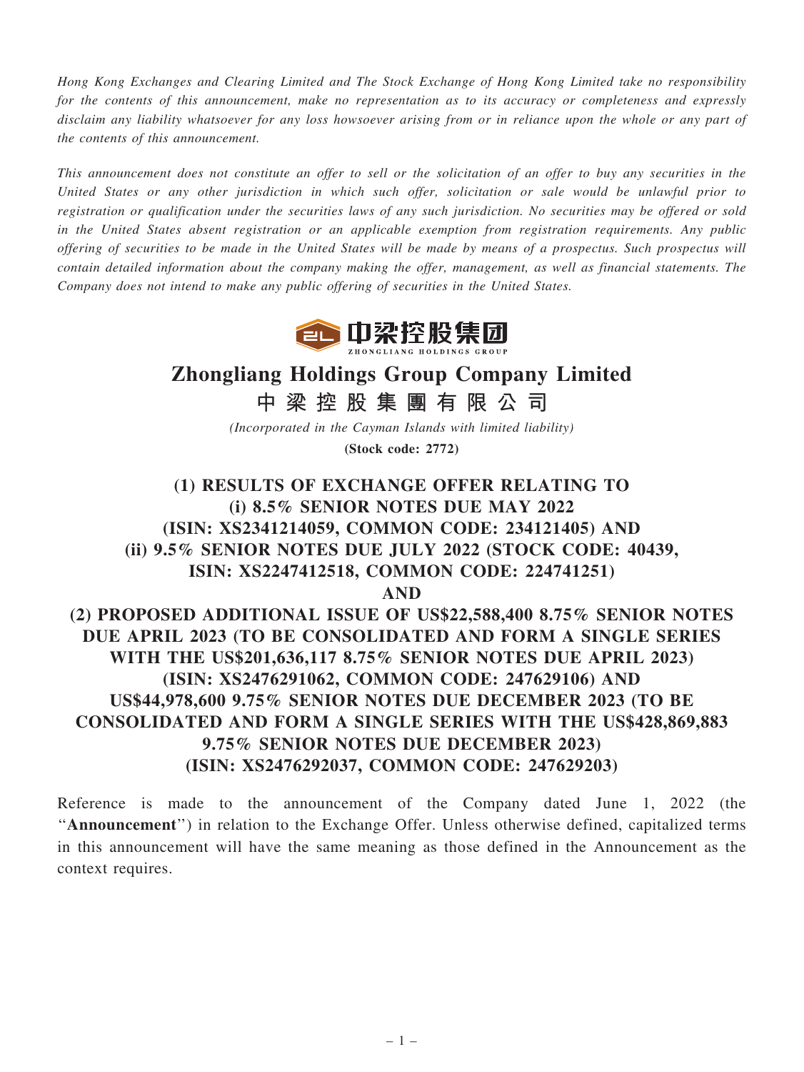*Hong Kong Exchanges and Clearing Limited and The Stock Exchange of Hong Kong Limited take no responsibility for the contents of this announcement, make no representation as to its accuracy or completeness and expressly disclaim any liability whatsoever for any loss howsoever arising from or in reliance upon the whole or any part of the contents of this announcement.*

*This announcement does not constitute an offer to sell or the solicitation of an offer to buy any securities in the United States or any other jurisdiction in which such offer, solicitation or sale would be unlawful prior to registration or qualification under the securities laws of any such jurisdiction. No securities may be offered or sold in the United States absent registration or an applicable exemption from registration requirements. Any public offering of securities to be made in the United States will be made by means of a prospectus. Such prospectus will contain detailed information about the company making the offer, management, as well as financial statements. The Company does not intend to make any public offering of securities in the United States.*

中梁控股集团
ZHONGLIANG HOLDINGS GROUP

# Zhongliang Holdings Group Company Limited
# 中梁控股集團有限公司

*(Incorporated in the Cayman Islands with limited liability)*

**(Stock code: 2772)**

## (1) RESULTS OF EXCHANGE OFFER RELATING TO (i) 8.5% SENIOR NOTES DUE MAY 2022 (ISIN: XS2341214059, COMMON CODE: 234121405) AND (ii) 9.5% SENIOR NOTES DUE JULY 2022 (STOCK CODE: 40439, ISIN: XS2247412518, COMMON CODE: 224741251) AND (2) PROPOSED ADDITIONAL ISSUE OF US$22,588,400 8.75% SENIOR NOTES DUE APRIL 2023 (TO BE CONSOLIDATED AND FORM A SINGLE SERIES WITH THE US$201,636,117 8.75% SENIOR NOTES DUE APRIL 2023) (ISIN: XS2476291062, COMMON CODE: 247629106) AND US$44,978,600 9.75% SENIOR NOTES DUE DECEMBER 2023 (TO BE CONSOLIDATED AND FORM A SINGLE SERIES WITH THE US$428,869,883 9.75% SENIOR NOTES DUE DECEMBER 2023) (ISIN: XS2476292037, COMMON CODE: 247629203)

Reference is made to the announcement of the Company dated June 1, 2022 (the "**Announcement**") in relation to the Exchange Offer. Unless otherwise defined, capitalized terms in this announcement will have the same meaning as those defined in the Announcement as the context requires.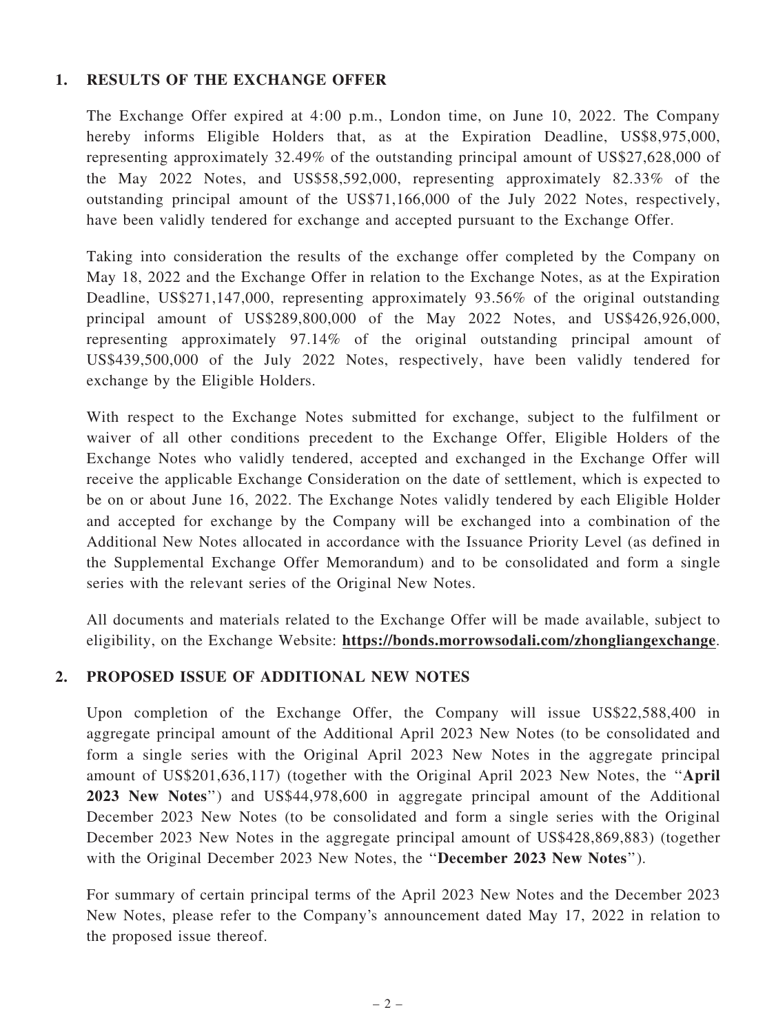## 1. RESULTS OF THE EXCHANGE OFFER

The Exchange Offer expired at 4:00 p.m., London time, on June 10, 2022. The Company hereby informs Eligible Holders that, as at the Expiration Deadline, US$8,975,000, representing approximately 32.49% of the outstanding principal amount of US$27,628,000 of the May 2022 Notes, and US$58,592,000, representing approximately 82.33% of the outstanding principal amount of the US$71,166,000 of the July 2022 Notes, respectively, have been validly tendered for exchange and accepted pursuant to the Exchange Offer.

Taking into consideration the results of the exchange offer completed by the Company on May 18, 2022 and the Exchange Offer in relation to the Exchange Notes, as at the Expiration Deadline, US$271,147,000, representing approximately 93.56% of the original outstanding principal amount of US$289,800,000 of the May 2022 Notes, and US$426,926,000, representing approximately 97.14% of the original outstanding principal amount of US$439,500,000 of the July 2022 Notes, respectively, have been validly tendered for exchange by the Eligible Holders.

With respect to the Exchange Notes submitted for exchange, subject to the fulfilment or waiver of all other conditions precedent to the Exchange Offer, Eligible Holders of the Exchange Notes who validly tendered, accepted and exchanged in the Exchange Offer will receive the applicable Exchange Consideration on the date of settlement, which is expected to be on or about June 16, 2022. The Exchange Notes validly tendered by each Eligible Holder and accepted for exchange by the Company will be exchanged into a combination of the Additional New Notes allocated in accordance with the Issuance Priority Level (as defined in the Supplemental Exchange Offer Memorandum) and to be consolidated and form a single series with the relevant series of the Original New Notes.

All documents and materials related to the Exchange Offer will be made available, subject to eligibility, on the Exchange Website: **https://bonds.morrowsodali.com/zhongliangexchange**.

## 2. PROPOSED ISSUE OF ADDITIONAL NEW NOTES

Upon completion of the Exchange Offer, the Company will issue US$22,588,400 in aggregate principal amount of the Additional April 2023 New Notes (to be consolidated and form a single series with the Original April 2023 New Notes in the aggregate principal amount of US$201,636,117) (together with the Original April 2023 New Notes, the "**April 2023 New Notes**") and US$44,978,600 in aggregate principal amount of the Additional December 2023 New Notes (to be consolidated and form a single series with the Original December 2023 New Notes in the aggregate principal amount of US$428,869,883) (together with the Original December 2023 New Notes, the "**December 2023 New Notes**").

For summary of certain principal terms of the April 2023 New Notes and the December 2023 New Notes, please refer to the Company's announcement dated May 17, 2022 in relation to the proposed issue thereof.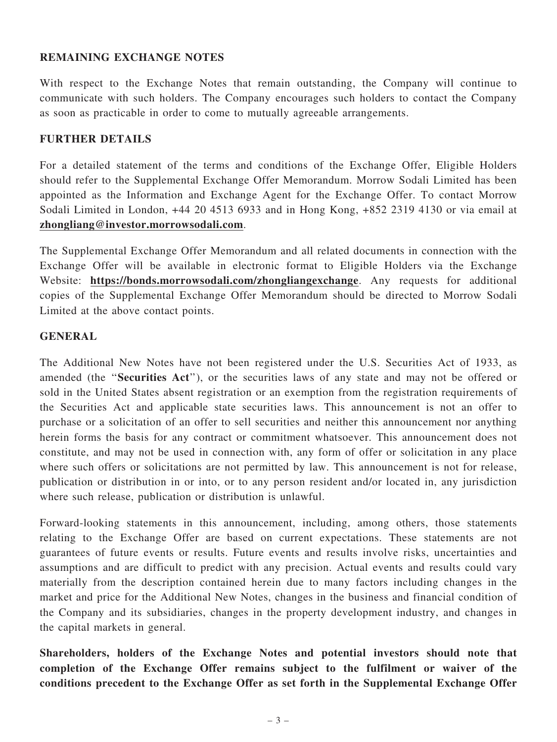## REMAINING EXCHANGE NOTES

With respect to the Exchange Notes that remain outstanding, the Company will continue to communicate with such holders. The Company encourages such holders to contact the Company as soon as practicable in order to come to mutually agreeable arrangements.

## FURTHER DETAILS

For a detailed statement of the terms and conditions of the Exchange Offer, Eligible Holders should refer to the Supplemental Exchange Offer Memorandum. Morrow Sodali Limited has been appointed as the Information and Exchange Agent for the Exchange Offer. To contact Morrow Sodali Limited in London, +44 20 4513 6933 and in Hong Kong, +852 2319 4130 or via email at **zhongliang@investor.morrowsodali.com**.

The Supplemental Exchange Offer Memorandum and all related documents in connection with the Exchange Offer will be available in electronic format to Eligible Holders via the Exchange Website: **https://bonds.morrowsodali.com/zhongliangexchange**. Any requests for additional copies of the Supplemental Exchange Offer Memorandum should be directed to Morrow Sodali Limited at the above contact points.

## GENERAL

The Additional New Notes have not been registered under the U.S. Securities Act of 1933, as amended (the "**Securities Act**"), or the securities laws of any state and may not be offered or sold in the United States absent registration or an exemption from the registration requirements of the Securities Act and applicable state securities laws. This announcement is not an offer to purchase or a solicitation of an offer to sell securities and neither this announcement nor anything herein forms the basis for any contract or commitment whatsoever. This announcement does not constitute, and may not be used in connection with, any form of offer or solicitation in any place where such offers or solicitations are not permitted by law. This announcement is not for release, publication or distribution in or into, or to any person resident and/or located in, any jurisdiction where such release, publication or distribution is unlawful.

Forward-looking statements in this announcement, including, among others, those statements relating to the Exchange Offer are based on current expectations. These statements are not guarantees of future events or results. Future events and results involve risks, uncertainties and assumptions and are difficult to predict with any precision. Actual events and results could vary materially from the description contained herein due to many factors including changes in the market and price for the Additional New Notes, changes in the business and financial condition of the Company and its subsidiaries, changes in the property development industry, and changes in the capital markets in general.

**Shareholders, holders of the Exchange Notes and potential investors should note that completion of the Exchange Offer remains subject to the fulfilment or waiver of the conditions precedent to the Exchange Offer as set forth in the Supplemental Exchange Offer**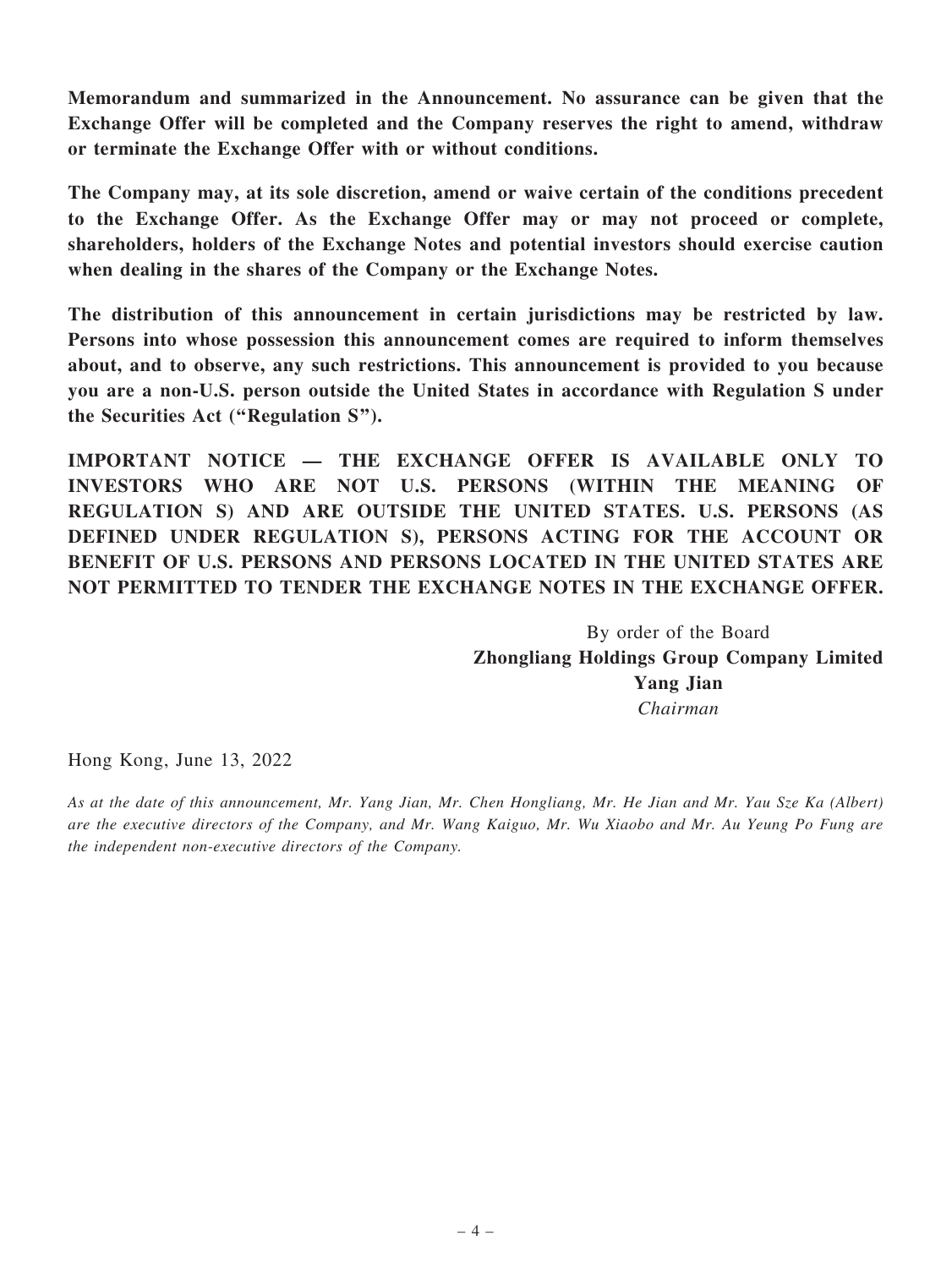**Memorandum and summarized in the Announcement. No assurance can be given that the Exchange Offer will be completed and the Company reserves the right to amend, withdraw or terminate the Exchange Offer with or without conditions.**

**The Company may, at its sole discretion, amend or waive certain of the conditions precedent to the Exchange Offer. As the Exchange Offer may or may not proceed or complete, shareholders, holders of the Exchange Notes and potential investors should exercise caution when dealing in the shares of the Company or the Exchange Notes.**

**The distribution of this announcement in certain jurisdictions may be restricted by law. Persons into whose possession this announcement comes are required to inform themselves about, and to observe, any such restrictions. This announcement is provided to you because you are a non-U.S. person outside the United States in accordance with Regulation S under the Securities Act ("Regulation S").**

**IMPORTANT NOTICE — THE EXCHANGE OFFER IS AVAILABLE ONLY TO INVESTORS WHO ARE NOT U.S. PERSONS (WITHIN THE MEANING OF REGULATION S) AND ARE OUTSIDE THE UNITED STATES. U.S. PERSONS (AS DEFINED UNDER REGULATION S), PERSONS ACTING FOR THE ACCOUNT OR BENEFIT OF U.S. PERSONS AND PERSONS LOCATED IN THE UNITED STATES ARE NOT PERMITTED TO TENDER THE EXCHANGE NOTES IN THE EXCHANGE OFFER.**

By order of the Board
**Zhongliang Holdings Group Company Limited**
**Yang Jian**
*Chairman*

Hong Kong, June 13, 2022

*As at the date of this announcement, Mr. Yang Jian, Mr. Chen Hongliang, Mr. He Jian and Mr. Yau Sze Ka (Albert) are the executive directors of the Company, and Mr. Wang Kaiguo, Mr. Wu Xiaobo and Mr. Au Yeung Po Fung are the independent non-executive directors of the Company.*